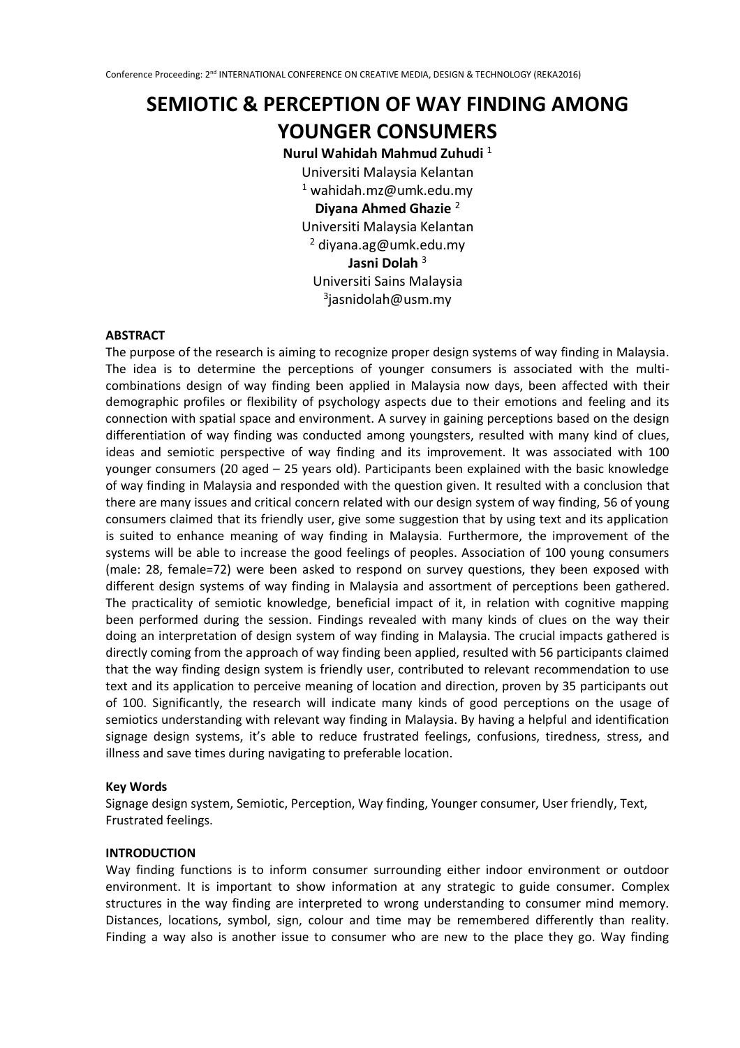# SEMIOTIC & PERCEPTION OF WAY FINDING AMONG YOUNGER CONSUMERS

**Nurul Wahidah Mahmud Zuhudi** [1]
Universiti Malaysia Kelantan
[1] wahidah.mz@umk.edu.my

**Diyana Ahmed Ghazie** [2]
Universiti Malaysia Kelantan
[2] diyana.ag@umk.edu.my

**Jasni Dolah** [3]
Universiti Sains Malaysia
[3]jasnidolah@usm.my

**ABSTRACT**

The purpose of the research is aiming to recognize proper design systems of way finding in Malaysia. The idea is to determine the perceptions of younger consumers is associated with the multi-combinations design of way finding been applied in Malaysia now days, been affected with their demographic profiles or flexibility of psychology aspects due to their emotions and feeling and its connection with spatial space and environment. A survey in gaining perceptions based on the design differentiation of way finding was conducted among youngsters, resulted with many kind of clues, ideas and semiotic perspective of way finding and its improvement. It was associated with 100 younger consumers (20 aged – 25 years old). Participants been explained with the basic knowledge of way finding in Malaysia and responded with the question given. It resulted with a conclusion that there are many issues and critical concern related with our design system of way finding, 56 of young consumers claimed that its friendly user, give some suggestion that by using text and its application is suited to enhance meaning of way finding in Malaysia. Furthermore, the improvement of the systems will be able to increase the good feelings of peoples. Association of 100 young consumers (male: 28, female=72) were been asked to respond on survey questions, they been exposed with different design systems of way finding in Malaysia and assortment of perceptions been gathered. The practicality of semiotic knowledge, beneficial impact of it, in relation with cognitive mapping been performed during the session. Findings revealed with many kinds of clues on the way their doing an interpretation of design system of way finding in Malaysia. The crucial impacts gathered is directly coming from the approach of way finding been applied, resulted with 56 participants claimed that the way finding design system is friendly user, contributed to relevant recommendation to use text and its application to perceive meaning of location and direction, proven by 35 participants out of 100. Significantly, the research will indicate many kinds of good perceptions on the usage of semiotics understanding with relevant way finding in Malaysia. By having a helpful and identification signage design systems, it's able to reduce frustrated feelings, confusions, tiredness, stress, and illness and save times during navigating to preferable location.

**Key Words**

Signage design system, Semiotic, Perception, Way finding, Younger consumer, User friendly, Text, Frustrated feelings.

**INTRODUCTION**

Way finding functions is to inform consumer surrounding either indoor environment or outdoor environment. It is important to show information at any strategic to guide consumer. Complex structures in the way finding are interpreted to wrong understanding to consumer mind memory. Distances, locations, symbol, sign, colour and time may be remembered differently than reality. Finding a way also is another issue to consumer who are new to the place they go. Way finding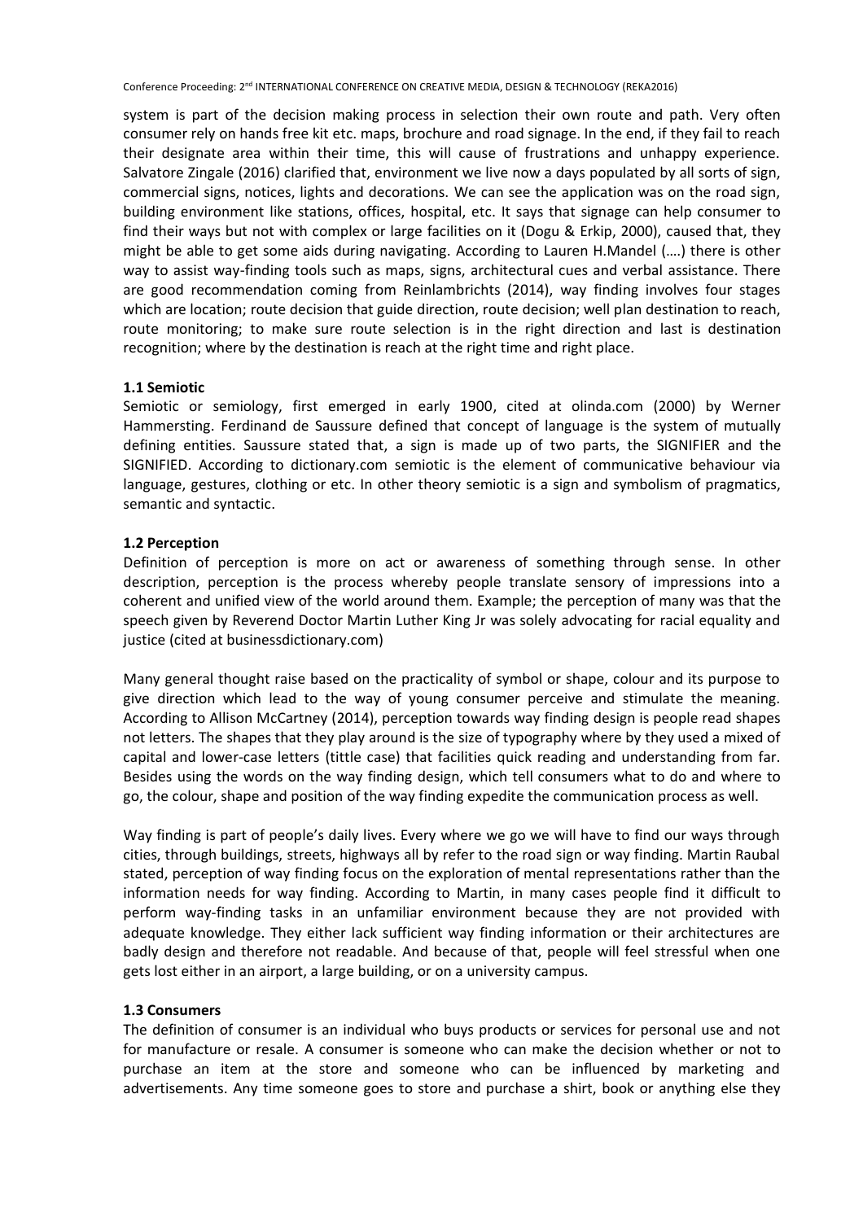system is part of the decision making process in selection their own route and path. Very often consumer rely on hands free kit etc. maps, brochure and road signage. In the end, if they fail to reach their designate area within their time, this will cause of frustrations and unhappy experience. Salvatore Zingale (2016) clarified that, environment we live now a days populated by all sorts of sign, commercial signs, notices, lights and decorations. We can see the application was on the road sign, building environment like stations, offices, hospital, etc. It says that signage can help consumer to find their ways but not with complex or large facilities on it (Dogu & Erkip, 2000), caused that, they might be able to get some aids during navigating. According to Lauren H.Mandel (….) there is other way to assist way-finding tools such as maps, signs, architectural cues and verbal assistance. There are good recommendation coming from Reinlambrichts (2014), way finding involves four stages which are location; route decision that guide direction, route decision; well plan destination to reach, route monitoring; to make sure route selection is in the right direction and last is destination recognition; where by the destination is reach at the right time and right place.

### 1.1 Semiotic

Semiotic or semiology, first emerged in early 1900, cited at olinda.com (2000) by Werner Hammersting. Ferdinand de Saussure defined that concept of language is the system of mutually defining entities. Saussure stated that, a sign is made up of two parts, the SIGNIFIER and the SIGNIFIED. According to dictionary.com semiotic is the element of communicative behaviour via language, gestures, clothing or etc. In other theory semiotic is a sign and symbolism of pragmatics, semantic and syntactic.

### 1.2 Perception

Definition of perception is more on act or awareness of something through sense. In other description, perception is the process whereby people translate sensory of impressions into a coherent and unified view of the world around them. Example; the perception of many was that the speech given by Reverend Doctor Martin Luther King Jr was solely advocating for racial equality and justice (cited at businessdictionary.com)

Many general thought raise based on the practicality of symbol or shape, colour and its purpose to give direction which lead to the way of young consumer perceive and stimulate the meaning. According to Allison McCartney (2014), perception towards way finding design is people read shapes not letters. The shapes that they play around is the size of typography where by they used a mixed of capital and lower-case letters (tittle case) that facilities quick reading and understanding from far. Besides using the words on the way finding design, which tell consumers what to do and where to go, the colour, shape and position of the way finding expedite the communication process as well.

Way finding is part of people's daily lives. Every where we go we will have to find our ways through cities, through buildings, streets, highways all by refer to the road sign or way finding. Martin Raubal stated, perception of way finding focus on the exploration of mental representations rather than the information needs for way finding. According to Martin, in many cases people find it difficult to perform way-finding tasks in an unfamiliar environment because they are not provided with adequate knowledge. They either lack sufficient way finding information or their architectures are badly design and therefore not readable. And because of that, people will feel stressful when one gets lost either in an airport, a large building, or on a university campus.

### 1.3 Consumers

The definition of consumer is an individual who buys products or services for personal use and not for manufacture or resale. A consumer is someone who can make the decision whether or not to purchase an item at the store and someone who can be influenced by marketing and advertisements. Any time someone goes to store and purchase a shirt, book or anything else they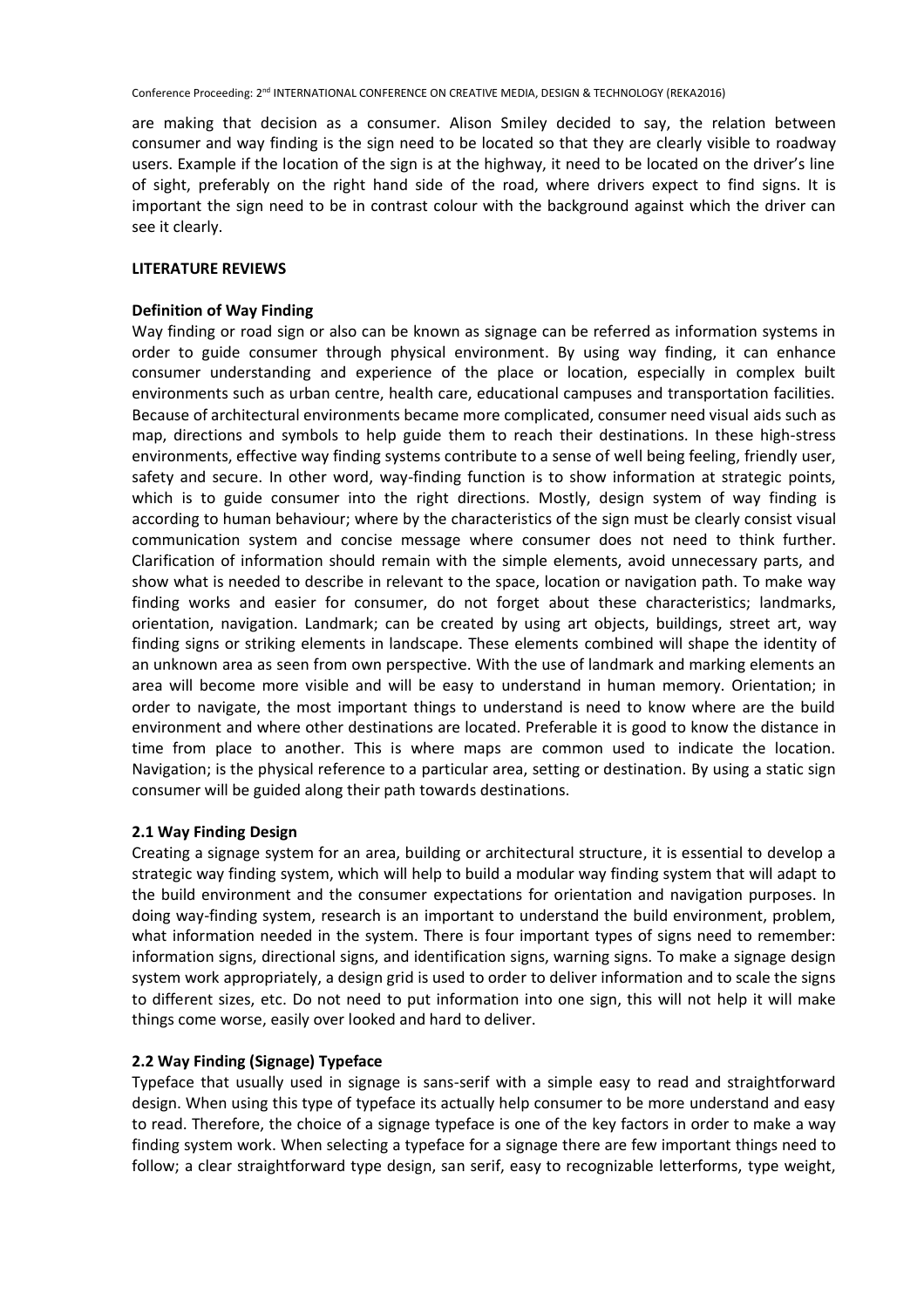are making that decision as a consumer. Alison Smiley decided to say, the relation between consumer and way finding is the sign need to be located so that they are clearly visible to roadway users. Example if the location of the sign is at the highway, it need to be located on the driver's line of sight, preferably on the right hand side of the road, where drivers expect to find signs. It is important the sign need to be in contrast colour with the background against which the driver can see it clearly.

## LITERATURE REVIEWS

### Definition of Way Finding

Way finding or road sign or also can be known as signage can be referred as information systems in order to guide consumer through physical environment. By using way finding, it can enhance consumer understanding and experience of the place or location, especially in complex built environments such as urban centre, health care, educational campuses and transportation facilities. Because of architectural environments became more complicated, consumer need visual aids such as map, directions and symbols to help guide them to reach their destinations. In these high-stress environments, effective way finding systems contribute to a sense of well being feeling, friendly user, safety and secure. In other word, way-finding function is to show information at strategic points, which is to guide consumer into the right directions. Mostly, design system of way finding is according to human behaviour; where by the characteristics of the sign must be clearly consist visual communication system and concise message where consumer does not need to think further. Clarification of information should remain with the simple elements, avoid unnecessary parts, and show what is needed to describe in relevant to the space, location or navigation path. To make way finding works and easier for consumer, do not forget about these characteristics; landmarks, orientation, navigation. Landmark; can be created by using art objects, buildings, street art, way finding signs or striking elements in landscape. These elements combined will shape the identity of an unknown area as seen from own perspective. With the use of landmark and marking elements an area will become more visible and will be easy to understand in human memory. Orientation; in order to navigate, the most important things to understand is need to know where are the build environment and where other destinations are located. Preferable it is good to know the distance in time from place to another. This is where maps are common used to indicate the location. Navigation; is the physical reference to a particular area, setting or destination. By using a static sign consumer will be guided along their path towards destinations.

### 2.1 Way Finding Design

Creating a signage system for an area, building or architectural structure, it is essential to develop a strategic way finding system, which will help to build a modular way finding system that will adapt to the build environment and the consumer expectations for orientation and navigation purposes. In doing way-finding system, research is an important to understand the build environment, problem, what information needed in the system. There is four important types of signs need to remember: information signs, directional signs, and identification signs, warning signs. To make a signage design system work appropriately, a design grid is used to order to deliver information and to scale the signs to different sizes, etc. Do not need to put information into one sign, this will not help it will make things come worse, easily over looked and hard to deliver.

### 2.2 Way Finding (Signage) Typeface

Typeface that usually used in signage is sans-serif with a simple easy to read and straightforward design. When using this type of typeface its actually help consumer to be more understand and easy to read. Therefore, the choice of a signage typeface is one of the key factors in order to make a way finding system work. When selecting a typeface for a signage there are few important things need to follow; a clear straightforward type design, san serif, easy to recognizable letterforms, type weight,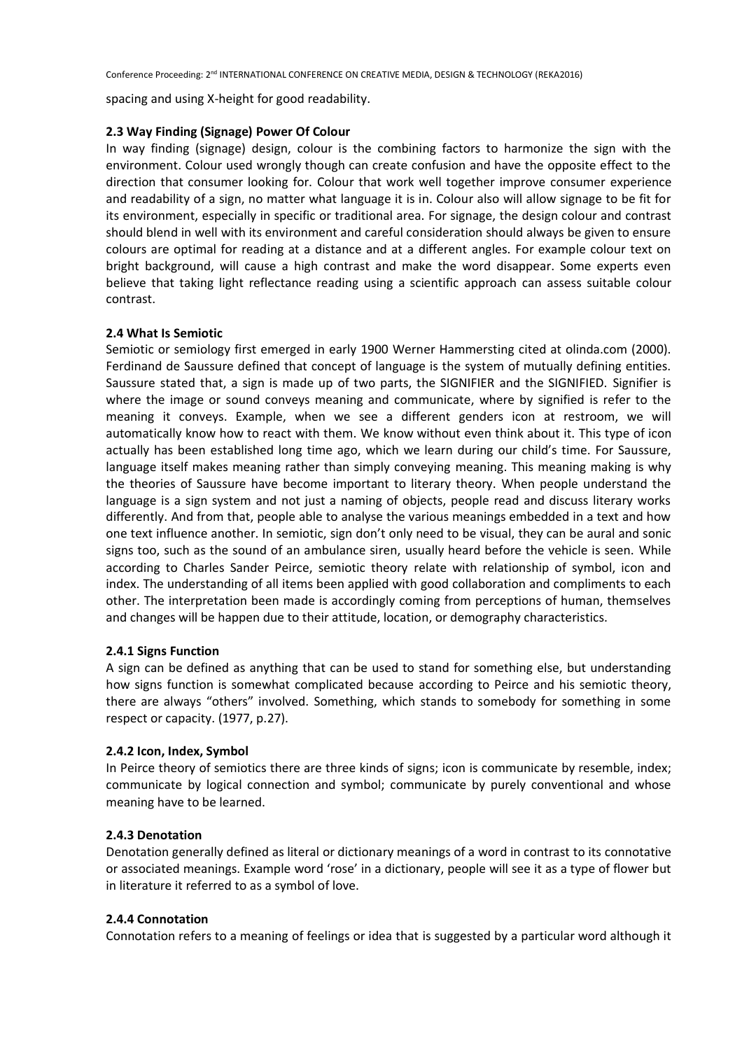spacing and using X-height for good readability.

### 2.3 Way Finding (Signage) Power Of Colour

In way finding (signage) design, colour is the combining factors to harmonize the sign with the environment. Colour used wrongly though can create confusion and have the opposite effect to the direction that consumer looking for. Colour that work well together improve consumer experience and readability of a sign, no matter what language it is in. Colour also will allow signage to be fit for its environment, especially in specific or traditional area. For signage, the design colour and contrast should blend in well with its environment and careful consideration should always be given to ensure colours are optimal for reading at a distance and at a different angles. For example colour text on bright background, will cause a high contrast and make the word disappear. Some experts even believe that taking light reflectance reading using a scientific approach can assess suitable colour contrast.

### 2.4 What Is Semiotic

Semiotic or semiology first emerged in early 1900 Werner Hammersting cited at olinda.com (2000). Ferdinand de Saussure defined that concept of language is the system of mutually defining entities. Saussure stated that, a sign is made up of two parts, the SIGNIFIER and the SIGNIFIED. Signifier is where the image or sound conveys meaning and communicate, where by signified is refer to the meaning it conveys. Example, when we see a different genders icon at restroom, we will automatically know how to react with them. We know without even think about it. This type of icon actually has been established long time ago, which we learn during our child's time. For Saussure, language itself makes meaning rather than simply conveying meaning. This meaning making is why the theories of Saussure have become important to literary theory. When people understand the language is a sign system and not just a naming of objects, people read and discuss literary works differently. And from that, people able to analyse the various meanings embedded in a text and how one text influence another. In semiotic, sign don't only need to be visual, they can be aural and sonic signs too, such as the sound of an ambulance siren, usually heard before the vehicle is seen. While according to Charles Sander Peirce, semiotic theory relate with relationship of symbol, icon and index. The understanding of all items been applied with good collaboration and compliments to each other. The interpretation been made is accordingly coming from perceptions of human, themselves and changes will be happen due to their attitude, location, or demography characteristics.

#### 2.4.1 Signs Function

A sign can be defined as anything that can be used to stand for something else, but understanding how signs function is somewhat complicated because according to Peirce and his semiotic theory, there are always "others" involved. Something, which stands to somebody for something in some respect or capacity. (1977, p.27).

#### 2.4.2 Icon, Index, Symbol

In Peirce theory of semiotics there are three kinds of signs; icon is communicate by resemble, index; communicate by logical connection and symbol; communicate by purely conventional and whose meaning have to be learned.

#### 2.4.3 Denotation

Denotation generally defined as literal or dictionary meanings of a word in contrast to its connotative or associated meanings. Example word 'rose' in a dictionary, people will see it as a type of flower but in literature it referred to as a symbol of love.

#### 2.4.4 Connotation

Connotation refers to a meaning of feelings or idea that is suggested by a particular word although it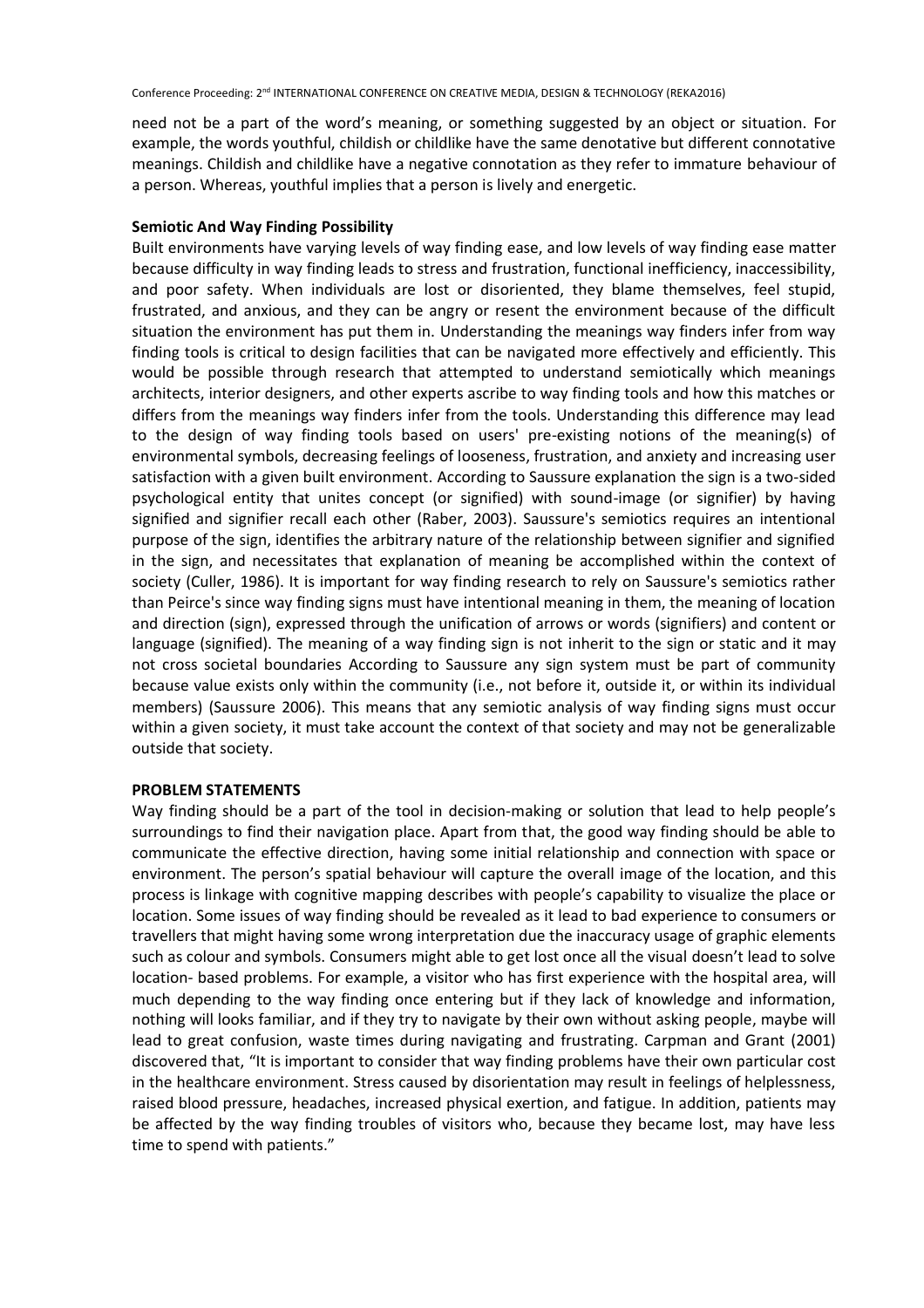need not be a part of the word's meaning, or something suggested by an object or situation. For example, the words youthful, childish or childlike have the same denotative but different connotative meanings. Childish and childlike have a negative connotation as they refer to immature behaviour of a person. Whereas, youthful implies that a person is lively and energetic.

**Semiotic And Way Finding Possibility**

Built environments have varying levels of way finding ease, and low levels of way finding ease matter because difficulty in way finding leads to stress and frustration, functional inefficiency, inaccessibility, and poor safety. When individuals are lost or disoriented, they blame themselves, feel stupid, frustrated, and anxious, and they can be angry or resent the environment because of the difficult situation the environment has put them in. Understanding the meanings way finders infer from way finding tools is critical to design facilities that can be navigated more effectively and efficiently. This would be possible through research that attempted to understand semiotically which meanings architects, interior designers, and other experts ascribe to way finding tools and how this matches or differs from the meanings way finders infer from the tools. Understanding this difference may lead to the design of way finding tools based on users' pre-existing notions of the meaning(s) of environmental symbols, decreasing feelings of looseness, frustration, and anxiety and increasing user satisfaction with a given built environment. According to Saussure explanation the sign is a two-sided psychological entity that unites concept (or signified) with sound-image (or signifier) by having signified and signifier recall each other (Raber, 2003). Saussure's semiotics requires an intentional purpose of the sign, identifies the arbitrary nature of the relationship between signifier and signified in the sign, and necessitates that explanation of meaning be accomplished within the context of society (Culler, 1986). It is important for way finding research to rely on Saussure's semiotics rather than Peirce's since way finding signs must have intentional meaning in them, the meaning of location and direction (sign), expressed through the unification of arrows or words (signifiers) and content or language (signified). The meaning of a way finding sign is not inherit to the sign or static and it may not cross societal boundaries According to Saussure any sign system must be part of community because value exists only within the community (i.e., not before it, outside it, or within its individual members) (Saussure 2006). This means that any semiotic analysis of way finding signs must occur within a given society, it must take account the context of that society and may not be generalizable outside that society.

**PROBLEM STATEMENTS**

Way finding should be a part of the tool in decision-making or solution that lead to help people's surroundings to find their navigation place. Apart from that, the good way finding should be able to communicate the effective direction, having some initial relationship and connection with space or environment. The person's spatial behaviour will capture the overall image of the location, and this process is linkage with cognitive mapping describes with people's capability to visualize the place or location. Some issues of way finding should be revealed as it lead to bad experience to consumers or travellers that might having some wrong interpretation due the inaccuracy usage of graphic elements such as colour and symbols. Consumers might able to get lost once all the visual doesn't lead to solve location- based problems. For example, a visitor who has first experience with the hospital area, will much depending to the way finding once entering but if they lack of knowledge and information, nothing will looks familiar, and if they try to navigate by their own without asking people, maybe will lead to great confusion, waste times during navigating and frustrating. Carpman and Grant (2001) discovered that, "It is important to consider that way finding problems have their own particular cost in the healthcare environment. Stress caused by disorientation may result in feelings of helplessness, raised blood pressure, headaches, increased physical exertion, and fatigue. In addition, patients may be affected by the way finding troubles of visitors who, because they became lost, may have less time to spend with patients."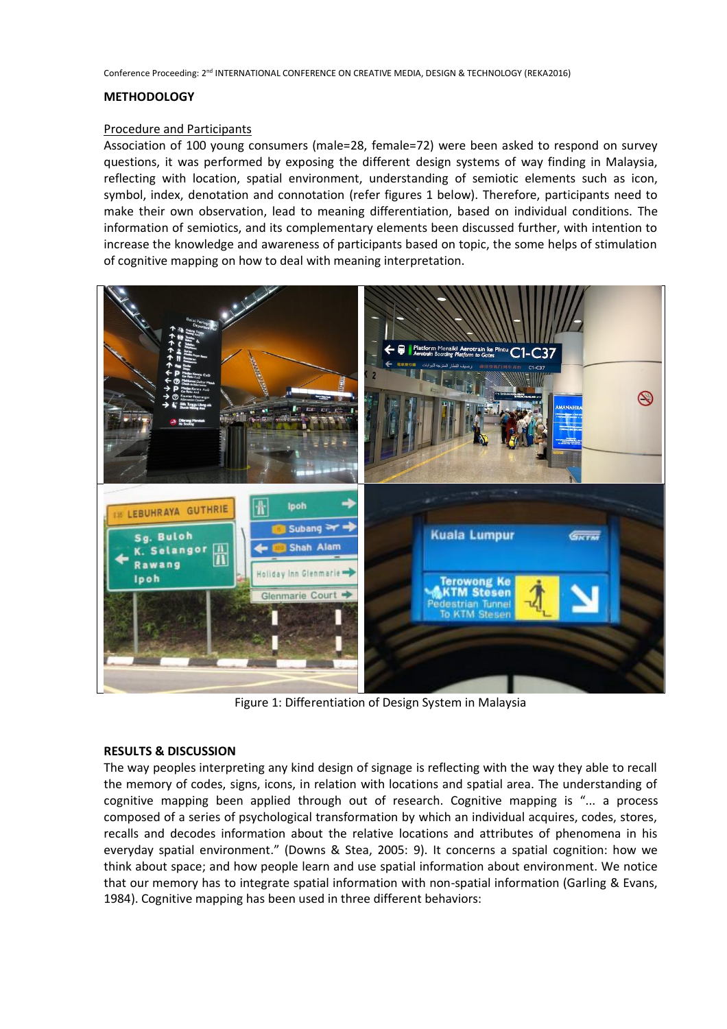## METHODOLOGY

### Procedure and Participants

Association of 100 young consumers (male=28, female=72) were been asked to respond on survey questions, it was performed by exposing the different design systems of way finding in Malaysia, reflecting with location, spatial environment, understanding of semiotic elements such as icon, symbol, index, denotation and connotation (refer figures 1 below). Therefore, participants need to make their own observation, lead to meaning differentiation, based on individual conditions. The information of semiotics, and its complementary elements been discussed further, with intention to increase the knowledge and awareness of participants based on topic, the some helps of stimulation of cognitive mapping on how to deal with meaning interpretation.

Figure 1: Differentiation of Design System in Malaysia

## RESULTS & DISCUSSION

The way peoples interpreting any kind design of signage is reflecting with the way they able to recall the memory of codes, signs, icons, in relation with locations and spatial area. The understanding of cognitive mapping been applied through out of research. Cognitive mapping is "... a process composed of a series of psychological transformation by which an individual acquires, codes, stores, recalls and decodes information about the relative locations and attributes of phenomena in his everyday spatial environment." (Downs & Stea, 2005: 9). It concerns a spatial cognition: how we think about space; and how people learn and use spatial information about environment. We notice that our memory has to integrate spatial information with non-spatial information (Garling & Evans, 1984). Cognitive mapping has been used in three different behaviors: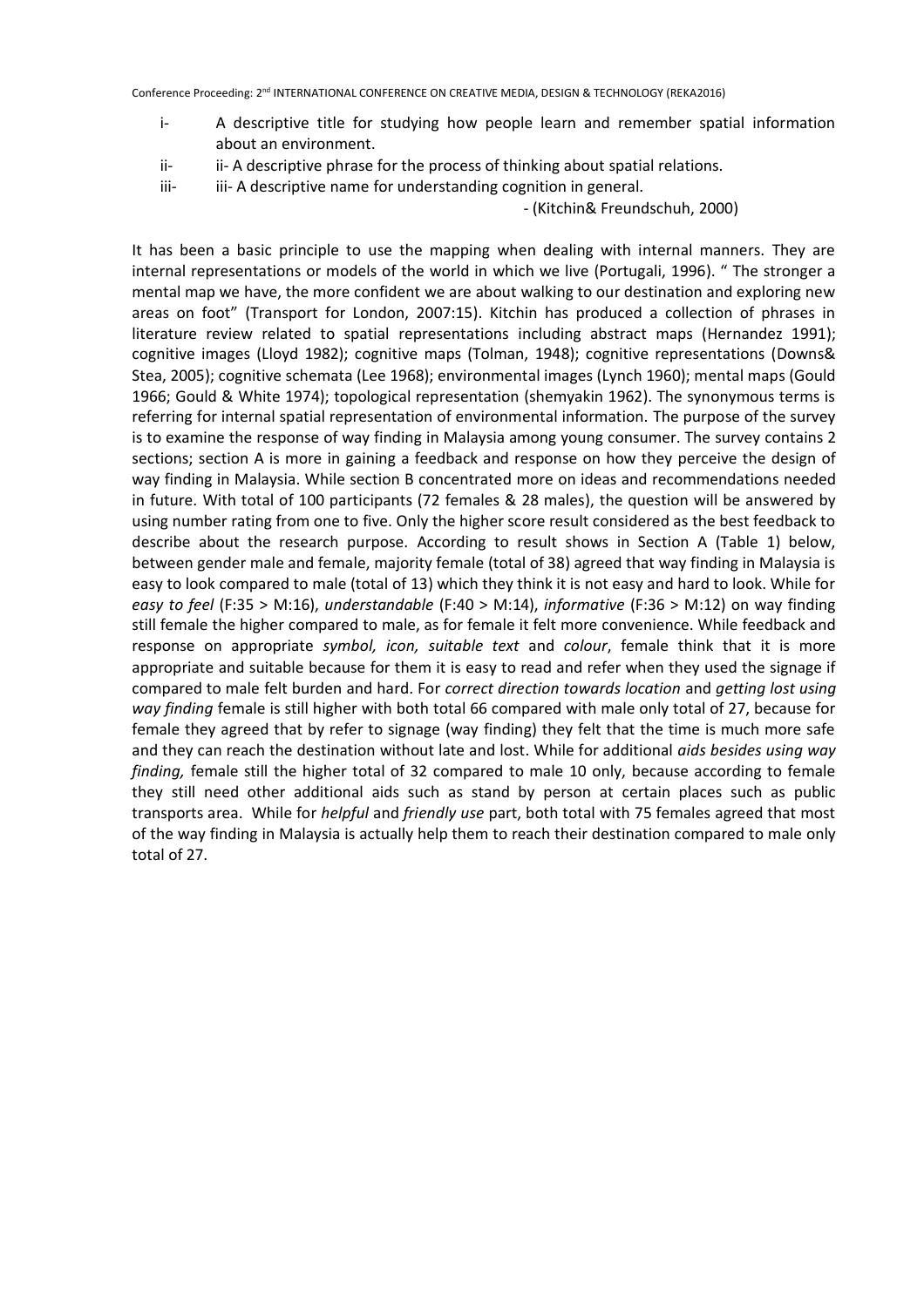i- A descriptive title for studying how people learn and remember spatial information about an environment.

ii- ii- A descriptive phrase for the process of thinking about spatial relations.

iii- iii- A descriptive name for understanding cognition in general.

- (Kitchin& Freundschuh, 2000)

It has been a basic principle to use the mapping when dealing with internal manners. They are internal representations or models of the world in which we live (Portugali, 1996). " The stronger a mental map we have, the more confident we are about walking to our destination and exploring new areas on foot" (Transport for London, 2007:15). Kitchin has produced a collection of phrases in literature review related to spatial representations including abstract maps (Hernandez 1991); cognitive images (Lloyd 1982); cognitive maps (Tolman, 1948); cognitive representations (Downs& Stea, 2005); cognitive schemata (Lee 1968); environmental images (Lynch 1960); mental maps (Gould 1966; Gould & White 1974); topological representation (shemyakin 1962). The synonymous terms is referring for internal spatial representation of environmental information. The purpose of the survey is to examine the response of way finding in Malaysia among young consumer. The survey contains 2 sections; section A is more in gaining a feedback and response on how they perceive the design of way finding in Malaysia. While section B concentrated more on ideas and recommendations needed in future. With total of 100 participants (72 females & 28 males), the question will be answered by using number rating from one to five. Only the higher score result considered as the best feedback to describe about the research purpose. According to result shows in Section A (Table 1) below, between gender male and female, majority female (total of 38) agreed that way finding in Malaysia is easy to look compared to male (total of 13) which they think it is not easy and hard to look. While for *easy to feel* (F:35 > M:16), *understandable* (F:40 > M:14), *informative* (F:36 > M:12) on way finding still female the higher compared to male, as for female it felt more convenience. While feedback and response on appropriate *symbol, icon, suitable text* and *colour*, female think that it is more appropriate and suitable because for them it is easy to read and refer when they used the signage if compared to male felt burden and hard. For *correct direction towards location* and *getting lost using way finding* female is still higher with both total 66 compared with male only total of 27, because for female they agreed that by refer to signage (way finding) they felt that the time is much more safe and they can reach the destination without late and lost. While for additional *aids besides using way finding,* female still the higher total of 32 compared to male 10 only, because according to female they still need other additional aids such as stand by person at certain places such as public transports area. While for *helpful* and *friendly use* part, both total with 75 females agreed that most of the way finding in Malaysia is actually help them to reach their destination compared to male only total of 27.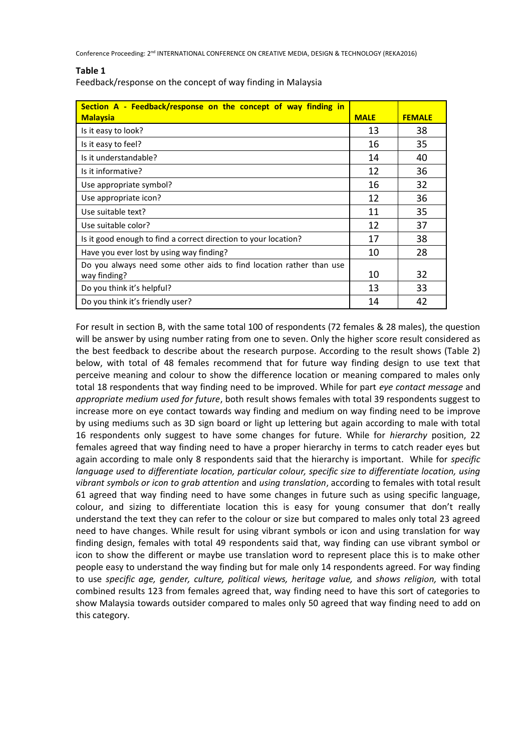**Table 1**

Feedback/response on the concept of way finding in Malaysia

| Section A - Feedback/response on the concept of way finding in Malaysia | MALE | FEMALE |
|---|---|---|
| Is it easy to look? | 13 | 38 |
| Is it easy to feel? | 16 | 35 |
| Is it understandable? | 14 | 40 |
| Is it informative? | 12 | 36 |
| Use appropriate symbol? | 16 | 32 |
| Use appropriate icon? | 12 | 36 |
| Use suitable text? | 11 | 35 |
| Use suitable color? | 12 | 37 |
| Is it good enough to find a correct direction to your location? | 17 | 38 |
| Have you ever lost by using way finding? | 10 | 28 |
| Do you always need some other aids to find location rather than use way finding? | 10 | 32 |
| Do you think it's helpful? | 13 | 33 |
| Do you think it's friendly user? | 14 | 42 |

For result in section B, with the same total 100 of respondents (72 females & 28 males), the question will be answer by using number rating from one to seven. Only the higher score result considered as the best feedback to describe about the research purpose. According to the result shows (Table 2) below, with total of 48 females recommend that for future way finding design to use text that perceive meaning and colour to show the difference location or meaning compared to males only total 18 respondents that way finding need to be improved. While for part *eye contact message* and *appropriate medium used for future*, both result shows females with total 39 respondents suggest to increase more on eye contact towards way finding and medium on way finding need to be improve by using mediums such as 3D sign board or light up lettering but again according to male with total 16 respondents only suggest to have some changes for future. While for *hierarchy* position, 22 females agreed that way finding need to have a proper hierarchy in terms to catch reader eyes but again according to male only 8 respondents said that the hierarchy is important. While for *specific language used to differentiate location, particular colour, specific size to differentiate location, using vibrant symbols or icon to grab attention* and *using translation*, according to females with total result 61 agreed that way finding need to have some changes in future such as using specific language, colour, and sizing to differentiate location this is easy for young consumer that don't really understand the text they can refer to the colour or size but compared to males only total 23 agreed need to have changes. While result for using vibrant symbols or icon and using translation for way finding design, females with total 49 respondents said that, way finding can use vibrant symbol or icon to show the different or maybe use translation word to represent place this is to make other people easy to understand the way finding but for male only 14 respondents agreed. For way finding to use *specific age, gender, culture, political views, heritage value,* and *shows religion,* with total combined results 123 from females agreed that, way finding need to have this sort of categories to show Malaysia towards outsider compared to males only 50 agreed that way finding need to add on this category.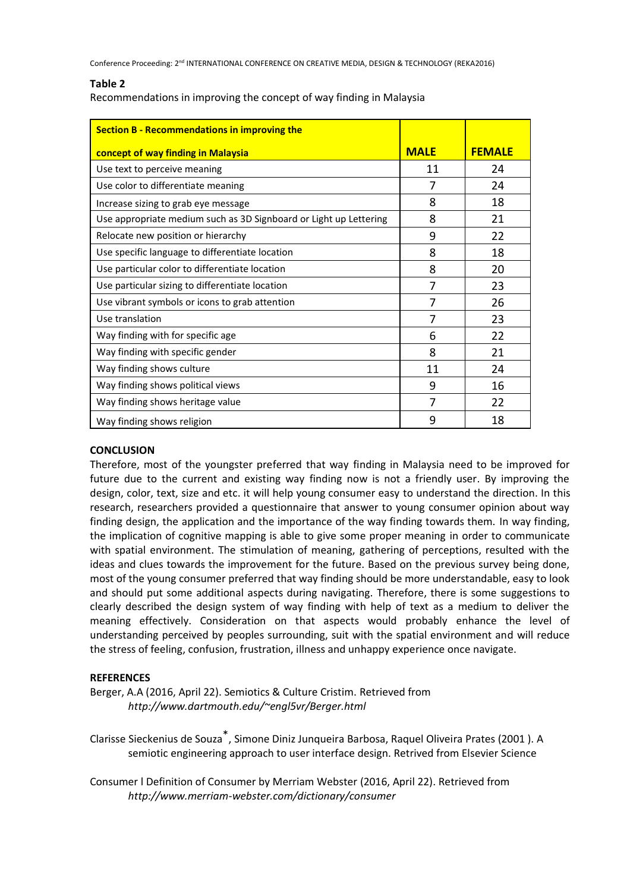**Table 2**

Recommendations in improving the concept of way finding in Malaysia

| Section B - Recommendations in improving the concept of way finding in Malaysia | MALE | FEMALE |
|---|---|---|
| Use text to perceive meaning | 11 | 24 |
| Use color to differentiate meaning | 7 | 24 |
| Increase sizing to grab eye message | 8 | 18 |
| Use appropriate medium such as 3D Signboard or Light up Lettering | 8 | 21 |
| Relocate new position or hierarchy | 9 | 22 |
| Use specific language to differentiate location | 8 | 18 |
| Use particular color to differentiate location | 8 | 20 |
| Use particular sizing to differentiate location | 7 | 23 |
| Use vibrant symbols or icons to grab attention | 7 | 26 |
| Use translation | 7 | 23 |
| Way finding with for specific age | 6 | 22 |
| Way finding with specific gender | 8 | 21 |
| Way finding shows culture | 11 | 24 |
| Way finding shows political views | 9 | 16 |
| Way finding shows heritage value | 7 | 22 |
| Way finding shows religion | 9 | 18 |

## CONCLUSION

Therefore, most of the youngster preferred that way finding in Malaysia need to be improved for future due to the current and existing way finding now is not a friendly user. By improving the design, color, text, size and etc. it will help young consumer easy to understand the direction. In this research, researchers provided a questionnaire that answer to young consumer opinion about way finding design, the application and the importance of the way finding towards them. In way finding, the implication of cognitive mapping is able to give some proper meaning in order to communicate with spatial environment. The stimulation of meaning, gathering of perceptions, resulted with the ideas and clues towards the improvement for the future. Based on the previous survey being done, most of the young consumer preferred that way finding should be more understandable, easy to look and should put some additional aspects during navigating. Therefore, there is some suggestions to clearly described the design system of way finding with help of text as a medium to deliver the meaning effectively. Consideration on that aspects would probably enhance the level of understanding perceived by peoples surrounding, suit with the spatial environment and will reduce the stress of feeling, confusion, frustration, illness and unhappy experience once navigate.

## REFERENCES

Berger, A.A (2016, April 22). Semiotics & Culture Cristim. Retrieved from *http://www.dartmouth.edu/~engl5vr/Berger.html*

Clarisse Sieckenius de Souza*, Simone Diniz Junqueira Barbosa, Raquel Oliveira Prates (2001 ). A semiotic engineering approach to user interface design. Retrived from Elsevier Science

Consumer l Definition of Consumer by Merriam Webster (2016, April 22). Retrieved from *http://www.merriam-webster.com/dictionary/consumer*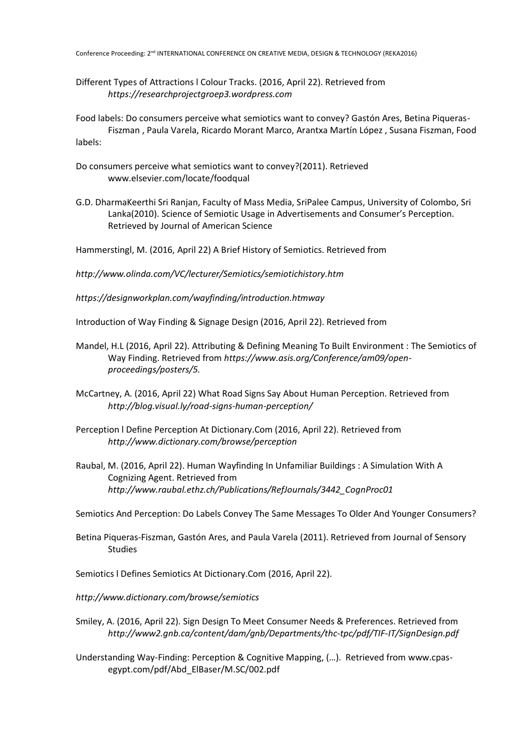Different Types of Attractions l Colour Tracks. (2016, April 22). Retrieved from *https://researchprojectgroep3.wordpress.com*

Food labels: Do consumers perceive what semiotics want to convey? Gastón Ares, Betina Piqueras-Fiszman , Paula Varela, Ricardo Morant Marco, Arantxa Martín López , Susana Fiszman, Food labels:

Do consumers perceive what semiotics want to convey?(2011). Retrieved www.elsevier.com/locate/foodqual

G.D. DharmaKeerthi Sri Ranjan, Faculty of Mass Media, SriPalee Campus, University of Colombo, Sri Lanka(2010). Science of Semiotic Usage in Advertisements and Consumer's Perception. Retrieved by Journal of American Science

Hammerstingl, M. (2016, April 22) A Brief History of Semiotics. Retrieved from

*http://www.olinda.com/VC/lecturer/Semiotics/semiotichistory.htm*

*https://designworkplan.com/wayfinding/introduction.htmway*

Introduction of Way Finding & Signage Design (2016, April 22). Retrieved from

Mandel, H.L (2016, April 22). Attributing & Defining Meaning To Built Environment : The Semiotics of Way Finding. Retrieved from *https://www.asis.org/Conference/am09/open-proceedings/posters/5.*

McCartney, A. (2016, April 22) What Road Signs Say About Human Perception. Retrieved from *http://blog.visual.ly/road-signs-human-perception/*

Perception l Define Perception At Dictionary.Com (2016, April 22). Retrieved from *http://www.dictionary.com/browse/perception*

Raubal, M. (2016, April 22). Human Wayfinding In Unfamiliar Buildings : A Simulation With A Cognizing Agent. Retrieved from *http://www.raubal.ethz.ch/Publications/RefJournals/3442_CognProc01*

Semiotics And Perception: Do Labels Convey The Same Messages To Older And Younger Consumers?

Betina Piqueras-Fiszman, Gastón Ares, and Paula Varela (2011). Retrieved from Journal of Sensory Studies

Semiotics l Defines Semiotics At Dictionary.Com (2016, April 22).

*http://www.dictionary.com/browse/semiotics*

Smiley, A. (2016, April 22). Sign Design To Meet Consumer Needs & Preferences. Retrieved from *http://www2.gnb.ca/content/dam/gnb/Departments/thc-tpc/pdf/TIF-IT/SignDesign.pdf*

Understanding Way-Finding: Perception & Cognitive Mapping, (…). Retrieved from www.cpas-egypt.com/pdf/Abd_ElBaser/M.SC/002.pdf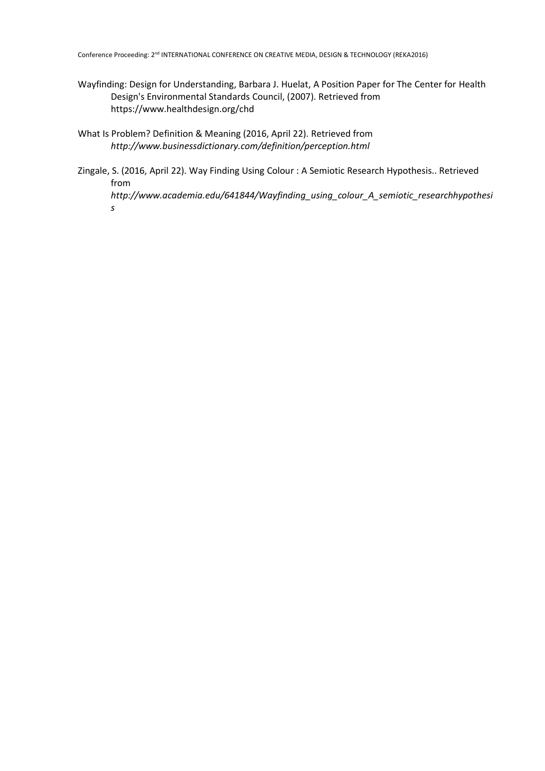Wayfinding: Design for Understanding, Barbara J. Huelat, A Position Paper for The Center for Health Design's Environmental Standards Council, (2007). Retrieved from https://www.healthdesign.org/chd

What Is Problem? Definition & Meaning (2016, April 22). Retrieved from *http://www.businessdictionary.com/definition/perception.html*

Zingale, S. (2016, April 22). Way Finding Using Colour : A Semiotic Research Hypothesis.. Retrieved from *http://www.academia.edu/641844/Wayfinding_using_colour_A_semiotic_researchhypothesis*